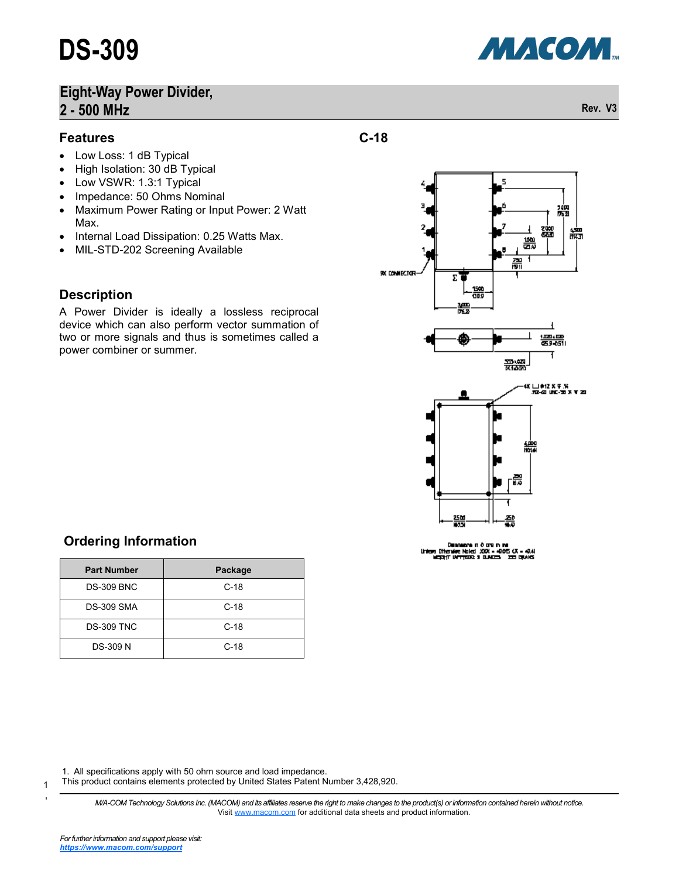# DS-309

## Eight-Way Power Divider, 2 - 500 MHz

Rev. V3

### Features

- Low Loss: 1 dB Typical
- High Isolation: 30 dB Typical
- Low VSWR: 1.3:1 Typical
- Impedance: 50 Ohms Nominal
- Maximum Power Rating or Input Power: 2 Watt Max.
- Internal Load Dissipation: 0.25 Watts Max.
- MIL-STD-202 Screening Available

### Description

A Power Divider is ideally a lossless reciprocal device which can also perform vector summation of two or more signals and thus is sometimes called a power combiner or summer.

### C-18

### Ordering Information

| Part Number | Package |
|---|---|
| DS-309 BNC | C-18 |
| DS-309 SMA | C-18 |
| DS-309 TNC | C-18 |
| DS-309 N | C-18 |

1. All specifications apply with 50 ohm source and load impedance.

This product contains elements protected by United States Patent Number 3,428,920.

*M/A-COM Technology Solutions Inc. (MACOM) and its affiliates reserve the right to make changes to the product(s) or information contained herein without notice.*
Visit www.macom.com for additional data sheets and product information.

*For further information and support please visit:*
***https://www.macom.com/support***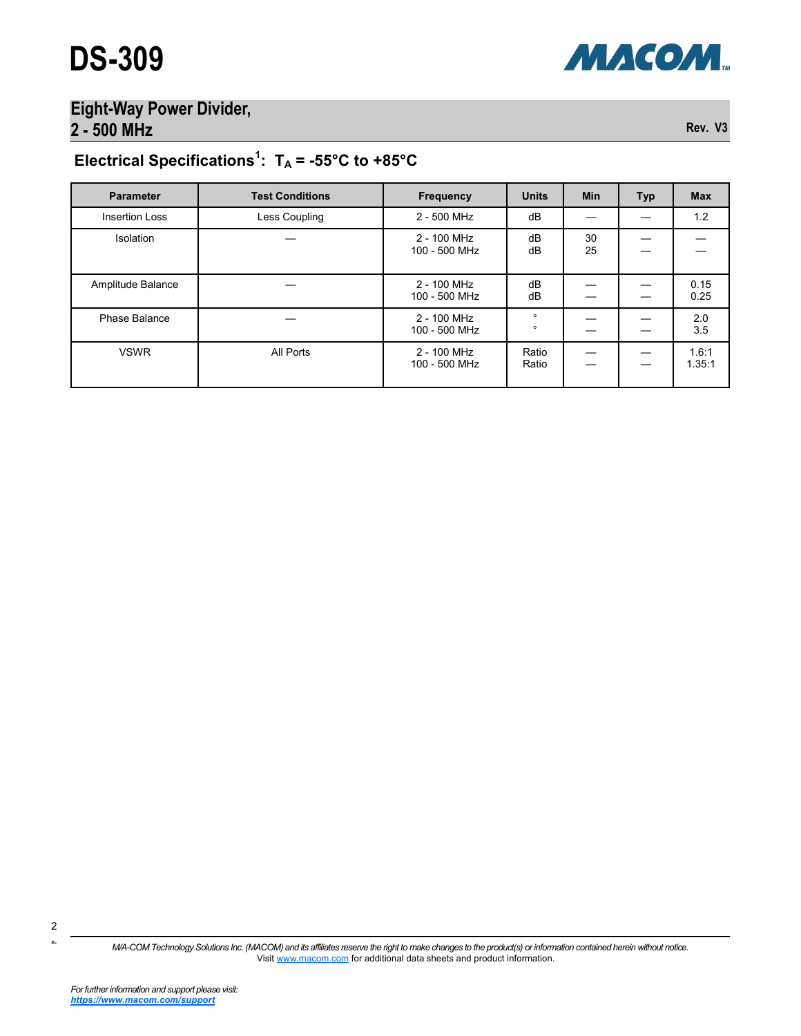## Electrical Specifications[1]: $T_A$ = -55°C to +85°C

| Parameter | Test Conditions | Frequency | Units | Min | Typ | Max |
|---|---|---|---|---|---|---|
| Insertion Loss | Less Coupling | 2 - 500 MHz | dB | — | — | 1.2 |
| Isolation | — | 2 - 100 MHz<br>100 - 500 MHz | dB<br>dB | 30<br>25 | —<br>— | —<br>— |
| Amplitude Balance | — | 2 - 100 MHz<br>100 - 500 MHz | dB<br>dB | —<br>— | —<br>— | 0.15<br>0.25 |
| Phase Balance | — | 2 - 100 MHz<br>100 - 500 MHz | °<br>° | —<br>— | —<br>— | 2.0<br>3.5 |
| VSWR | All Ports | 2 - 100 MHz<br>100 - 500 MHz | Ratio<br>Ratio | —<br>— | —<br>— | 1.6:1<br>1.35:1 |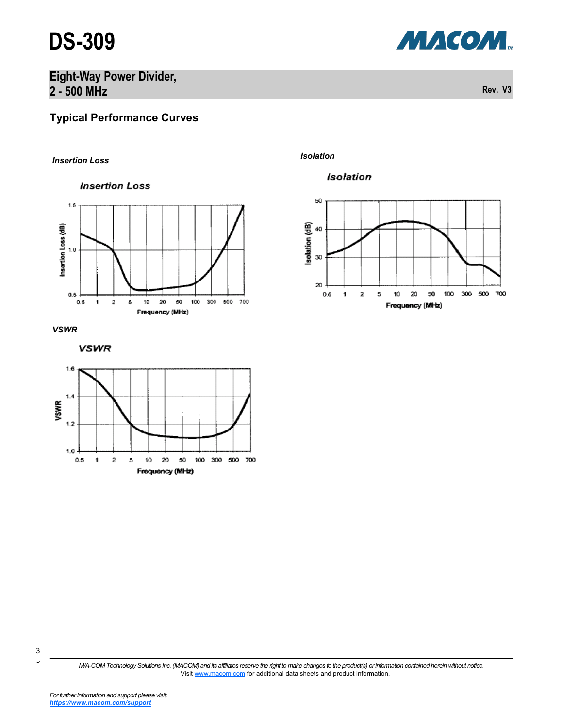# DS-309

## Eight-Way Power Divider, 2 - 500 MHz

Rev. V3

### Typical Performance Curves

*Insertion Loss*

*Isolation*

*VSWR*

M/A-COM Technology Solutions Inc. (MACOM) and its affiliates reserve the right to make changes to the product(s) or information contained herein without notice.
Visit www.macom.com for additional data sheets and product information.

*For further information and support please visit:*
***https://www.macom.com/support***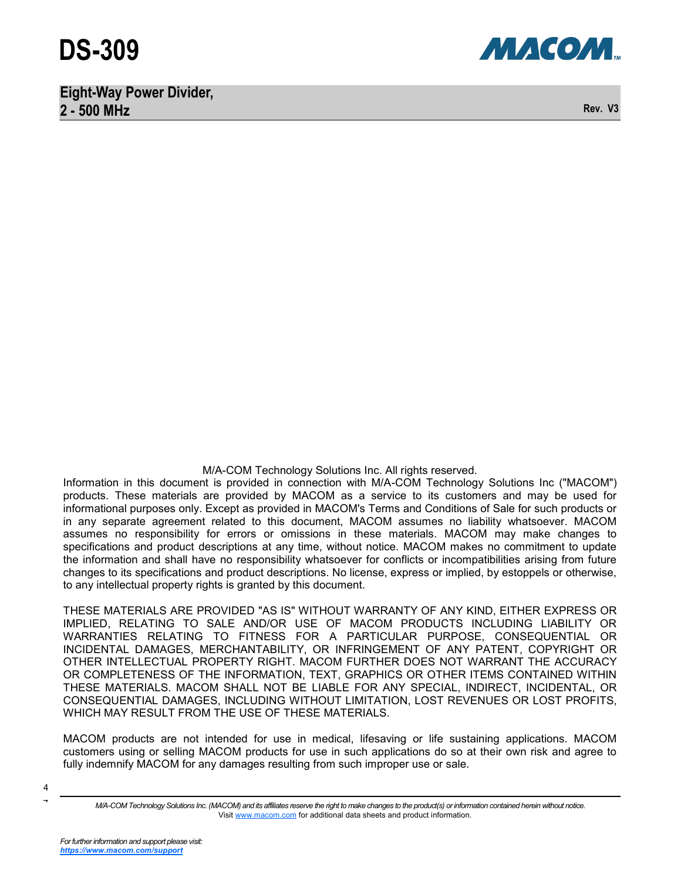M/A-COM Technology Solutions Inc. All rights reserved.

Information in this document is provided in connection with M/A-COM Technology Solutions Inc ("MACOM") products. These materials are provided by MACOM as a service to its customers and may be used for informational purposes only. Except as provided in MACOM's Terms and Conditions of Sale for such products or in any separate agreement related to this document, MACOM assumes no liability whatsoever. MACOM assumes no responsibility for errors or omissions in these materials. MACOM may make changes to specifications and product descriptions at any time, without notice. MACOM makes no commitment to update the information and shall have no responsibility whatsoever for conflicts or incompatibilities arising from future changes to its specifications and product descriptions. No license, express or implied, by estoppels or otherwise, to any intellectual property rights is granted by this document.

THESE MATERIALS ARE PROVIDED "AS IS" WITHOUT WARRANTY OF ANY KIND, EITHER EXPRESS OR IMPLIED, RELATING TO SALE AND/OR USE OF MACOM PRODUCTS INCLUDING LIABILITY OR WARRANTIES RELATING TO FITNESS FOR A PARTICULAR PURPOSE, CONSEQUENTIAL OR INCIDENTAL DAMAGES, MERCHANTABILITY, OR INFRINGEMENT OF ANY PATENT, COPYRIGHT OR OTHER INTELLECTUAL PROPERTY RIGHT. MACOM FURTHER DOES NOT WARRANT THE ACCURACY OR COMPLETENESS OF THE INFORMATION, TEXT, GRAPHICS OR OTHER ITEMS CONTAINED WITHIN THESE MATERIALS. MACOM SHALL NOT BE LIABLE FOR ANY SPECIAL, INDIRECT, INCIDENTAL, OR CONSEQUENTIAL DAMAGES, INCLUDING WITHOUT LIMITATION, LOST REVENUES OR LOST PROFITS, WHICH MAY RESULT FROM THE USE OF THESE MATERIALS.

MACOM products are not intended for use in medical, lifesaving or life sustaining applications. MACOM customers using or selling MACOM products for use in such applications do so at their own risk and agree to fully indemnify MACOM for any damages resulting from such improper use or sale.